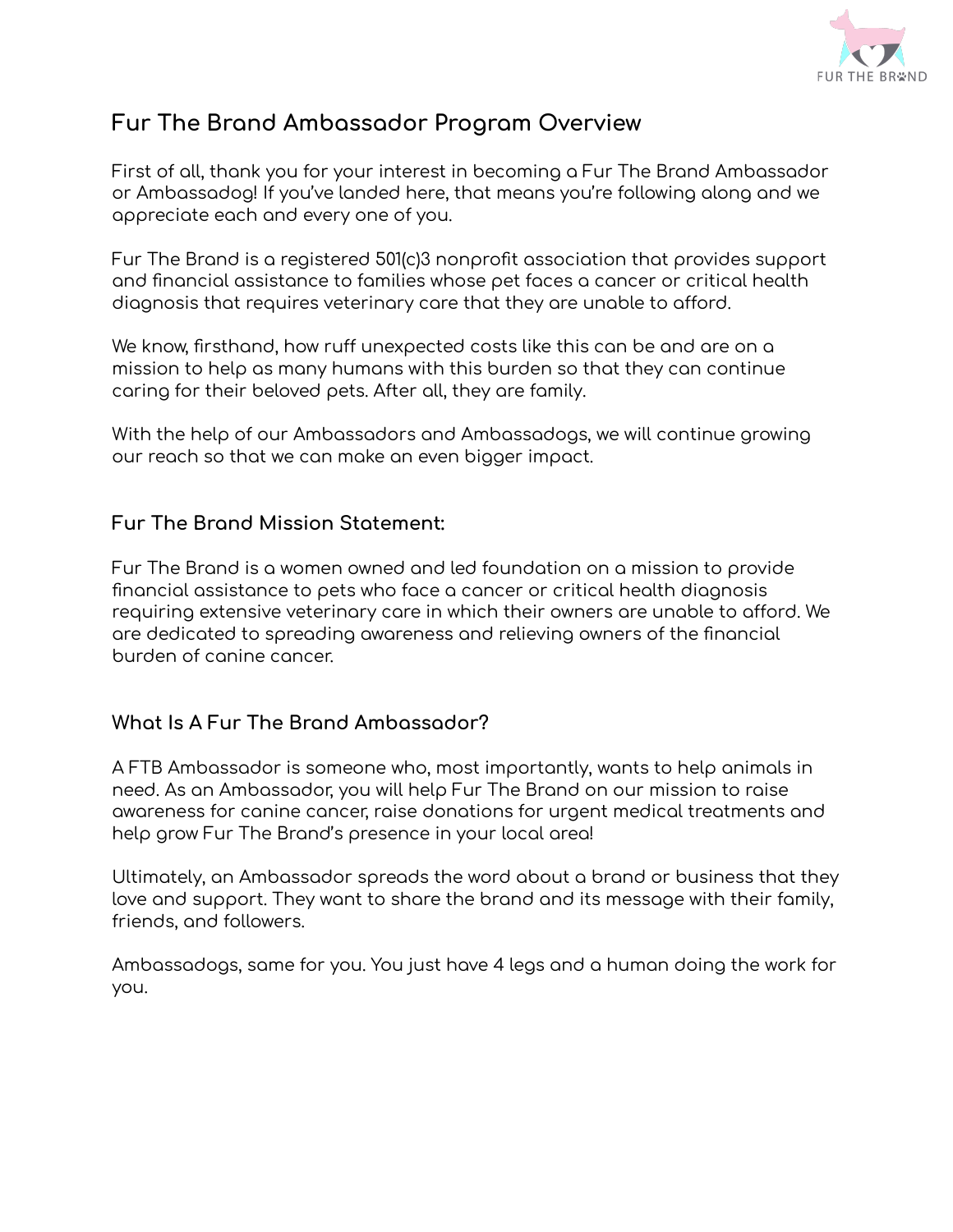# Fur The Brand Ambassador Program Overview

First of all, thank you for your interest in becoming a Fur The Brand Ambassador or Ambassadog! If you've landed here, that means you're following along and we appreciate each and every one of you.

Fur The Brand is a registered 501(c)3 nonprofit association that provides support and financial assistance to families whose pet faces a cancer or critical health diagnosis that requires veterinary care that they are unable to afford.

We know, firsthand, how ruff unexpected costs like this can be and are on a mission to help as many humans with this burden so that they can continue caring for their beloved pets. After all, they are family.

With the help of our Ambassadors and Ambassadogs, we will continue growing our reach so that we can make an even bigger impact.

## Fur The Brand Mission Statement:

Fur The Brand is a women owned and led foundation on a mission to provide financial assistance to pets who face a cancer or critical health diagnosis requiring extensive veterinary care in which their owners are unable to afford. We are dedicated to spreading awareness and relieving owners of the financial burden of canine cancer.

## What Is A Fur The Brand Ambassador?

A FTB Ambassador is someone who, most importantly, wants to help animals in need. As an Ambassador, you will help Fur The Brand on our mission to raise awareness for canine cancer, raise donations for urgent medical treatments and help grow Fur The Brand's presence in your local area!

Ultimately, an Ambassador spreads the word about a brand or business that they love and support. They want to share the brand and its message with their family, friends, and followers.

Ambassadogs, same for you. You just have 4 legs and a human doing the work for you.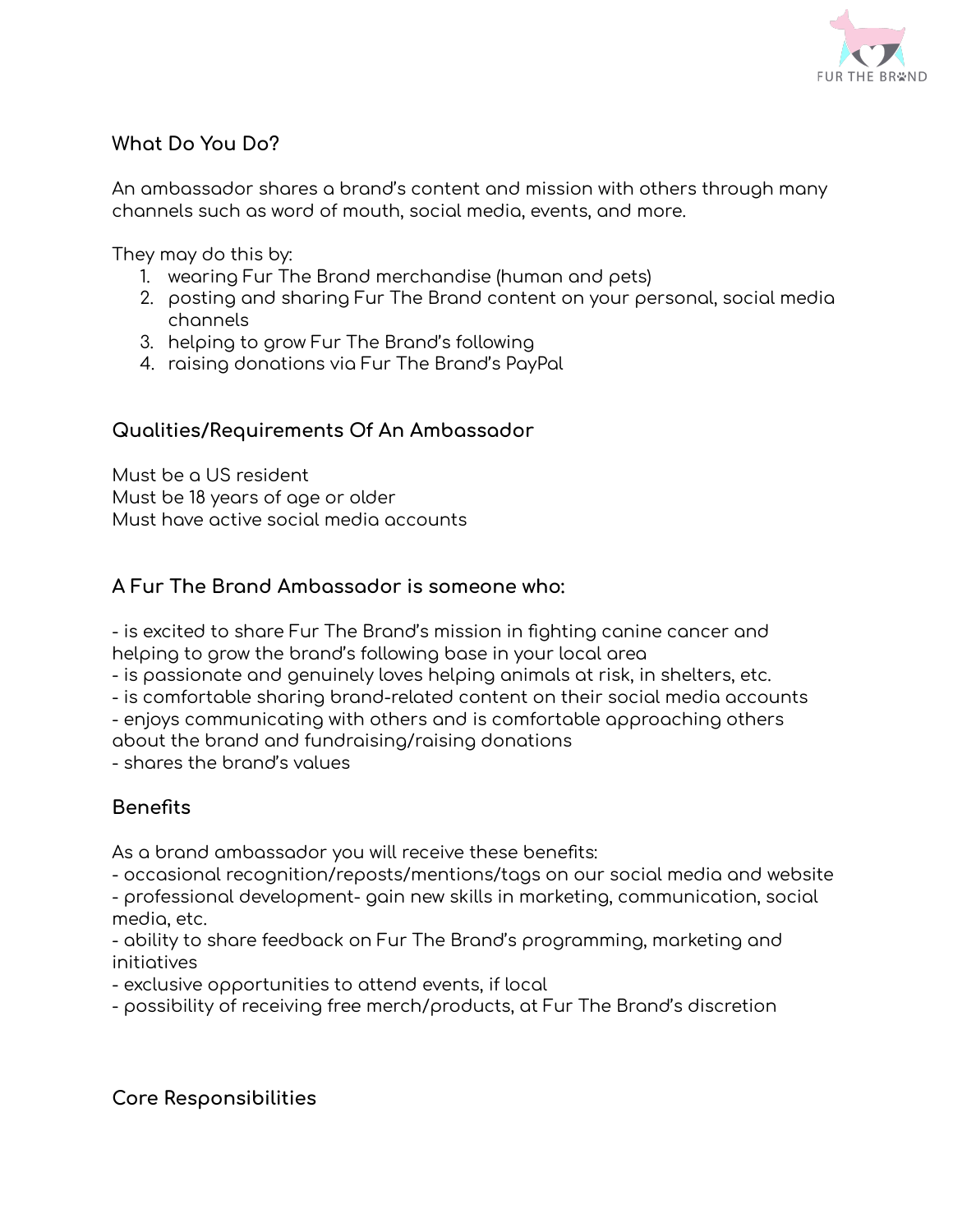### What Do You Do?

An ambassador shares a brand's content and mission with others through many channels such as word of mouth, social media, events, and more.

They may do this by:

1. wearing Fur The Brand merchandise (human and pets)
2. posting and sharing Fur The Brand content on your personal, social media channels
3. helping to grow Fur The Brand's following
4. raising donations via Fur The Brand's PayPal

### Qualities/Requirements Of An Ambassador

Must be a US resident
Must be 18 years of age or older
Must have active social media accounts

### A Fur The Brand Ambassador is someone who:

- is excited to share Fur The Brand's mission in fighting canine cancer and helping to grow the brand's following base in your local area
- is passionate and genuinely loves helping animals at risk, in shelters, etc.
- is comfortable sharing brand-related content on their social media accounts
- enjoys communicating with others and is comfortable approaching others about the brand and fundraising/raising donations
- shares the brand's values

### Benefits

As a brand ambassador you will receive these benefits:

- occasional recognition/reposts/mentions/tags on our social media and website
- professional development- gain new skills in marketing, communication, social media, etc.
- ability to share feedback on Fur The Brand's programming, marketing and initiatives
- exclusive opportunities to attend events, if local
- possibility of receiving free merch/products, at Fur The Brand's discretion

### Core Responsibilities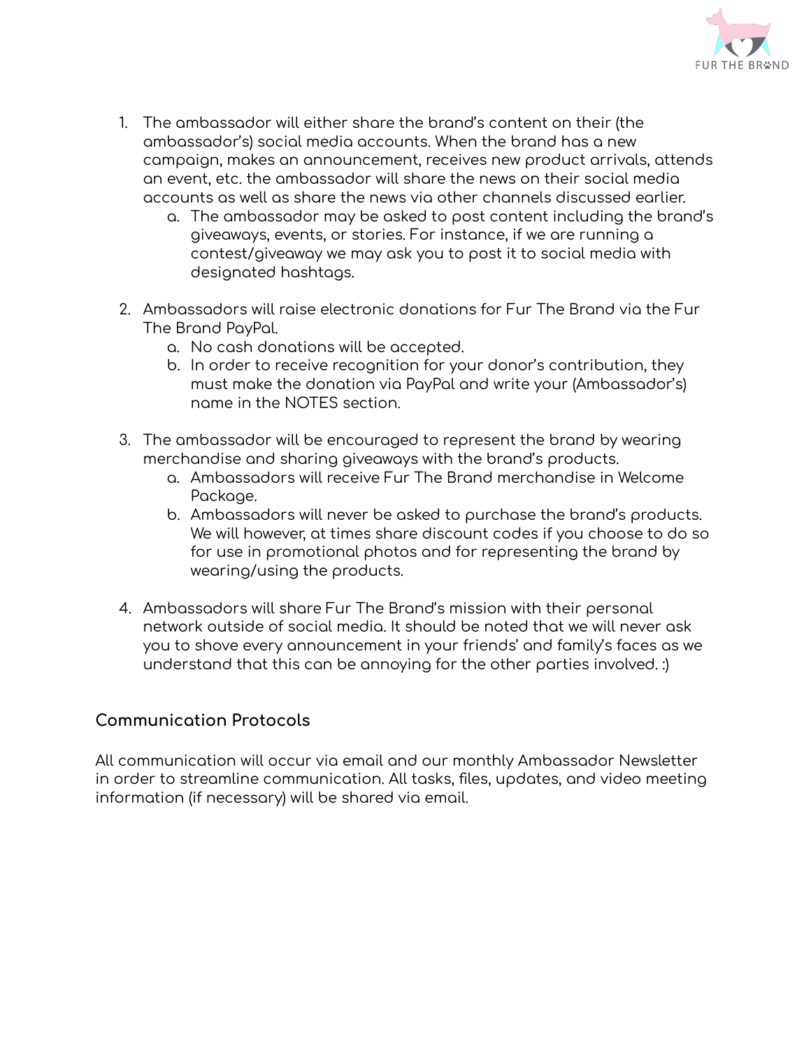1. The ambassador will either share the brand's content on their (the ambassador's) social media accounts. When the brand has a new campaign, makes an announcement, receives new product arrivals, attends an event, etc. the ambassador will share the news on their social media accounts as well as share the news via other channels discussed earlier.
    a. The ambassador may be asked to post content including the brand's giveaways, events, or stories. For instance, if we are running a contest/giveaway we may ask you to post it to social media with designated hashtags.

2. Ambassadors will raise electronic donations for Fur The Brand via the Fur The Brand PayPal.
    a. No cash donations will be accepted.
    b. In order to receive recognition for your donor's contribution, they must make the donation via PayPal and write your (Ambassador's) name in the NOTES section.

3. The ambassador will be encouraged to represent the brand by wearing merchandise and sharing giveaways with the brand's products.
    a. Ambassadors will receive Fur The Brand merchandise in Welcome Package.
    b. Ambassadors will never be asked to purchase the brand's products. We will however, at times share discount codes if you choose to do so for use in promotional photos and for representing the brand by wearing/using the products.

4. Ambassadors will share Fur The Brand's mission with their personal network outside of social media. It should be noted that we will never ask you to shove every announcement in your friends' and family's faces as we understand that this can be annoying for the other parties involved. :)

### Communication Protocols

All communication will occur via email and our monthly Ambassador Newsletter in order to streamline communication. All tasks, files, updates, and video meeting information (if necessary) will be shared via email.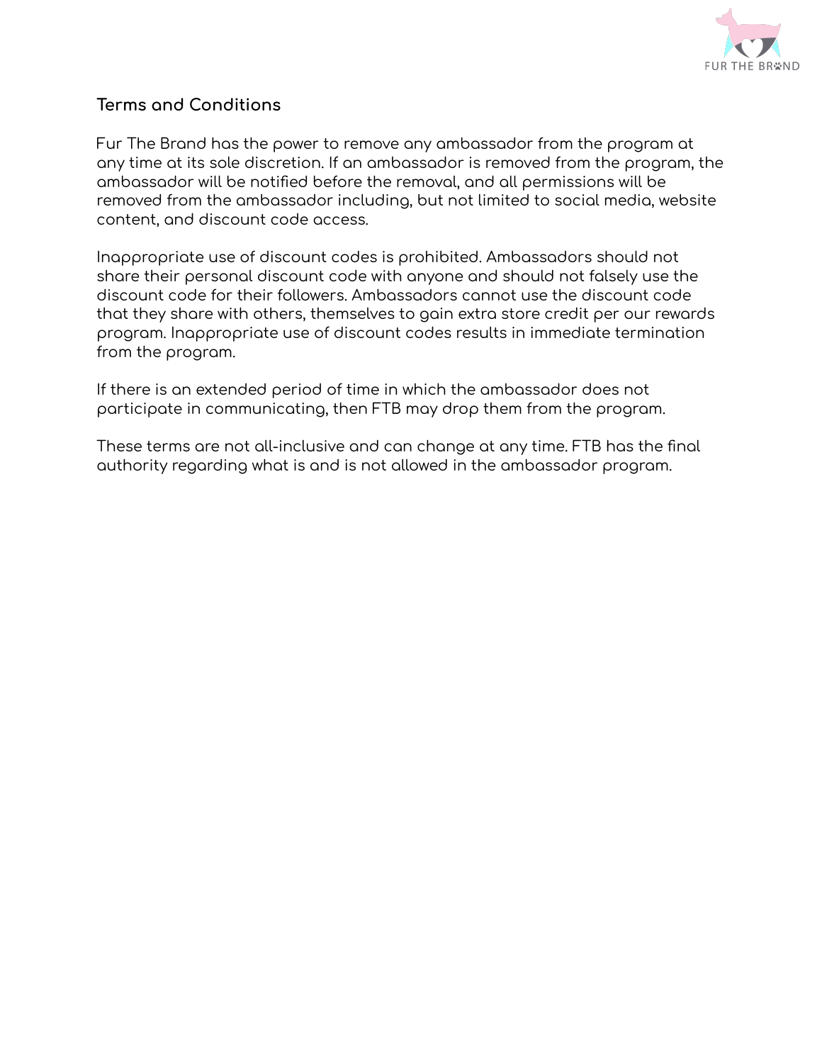## Terms and Conditions

Fur The Brand has the power to remove any ambassador from the program at any time at its sole discretion. If an ambassador is removed from the program, the ambassador will be notified before the removal, and all permissions will be removed from the ambassador including, but not limited to social media, website content, and discount code access.

Inappropriate use of discount codes is prohibited. Ambassadors should not share their personal discount code with anyone and should not falsely use the discount code for their followers. Ambassadors cannot use the discount code that they share with others, themselves to gain extra store credit per our rewards program. Inappropriate use of discount codes results in immediate termination from the program.

If there is an extended period of time in which the ambassador does not participate in communicating, then FTB may drop them from the program.

These terms are not all-inclusive and can change at any time. FTB has the final authority regarding what is and is not allowed in the ambassador program.